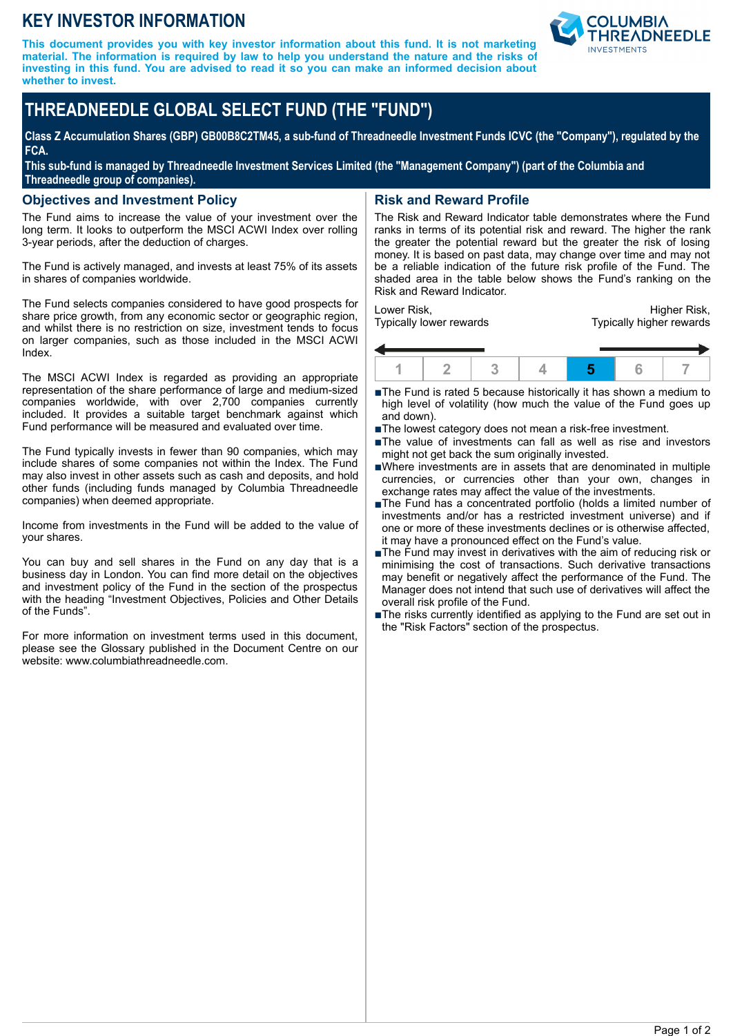# KEY INVESTOR INFORMATION

**This document provides you with key investor information about this fund. It is not marketing material. The information is required by law to help you understand the nature and the risks of investing in this fund. You are advised to read it so you can make an informed decision about whether to invest.**

# THREADNEEDLE GLOBAL SELECT FUND (THE "FUND")

**Class Z Accumulation Shares (GBP) GB00B8C2TM45, a sub-fund of Threadneedle Investment Funds ICVC (the "Company"), regulated by the FCA.**
**This sub-fund is managed by Threadneedle Investment Services Limited (the "Management Company") (part of the Columbia and Threadneedle group of companies).**

## Objectives and Investment Policy

The Fund aims to increase the value of your investment over the long term. It looks to outperform the MSCI ACWI Index over rolling 3-year periods, after the deduction of charges.

The Fund is actively managed, and invests at least 75% of its assets in shares of companies worldwide.

The Fund selects companies considered to have good prospects for share price growth, from any economic sector or geographic region, and whilst there is no restriction on size, investment tends to focus on larger companies, such as those included in the MSCI ACWI Index.

The MSCI ACWI Index is regarded as providing an appropriate representation of the share performance of large and medium-sized companies worldwide, with over 2,700 companies currently included. It provides a suitable target benchmark against which Fund performance will be measured and evaluated over time.

The Fund typically invests in fewer than 90 companies, which may include shares of some companies not within the Index. The Fund may also invest in other assets such as cash and deposits, and hold other funds (including funds managed by Columbia Threadneedle companies) when deemed appropriate.

Income from investments in the Fund will be added to the value of your shares.

You can buy and sell shares in the Fund on any day that is a business day in London. You can find more detail on the objectives and investment policy of the Fund in the section of the prospectus with the heading "Investment Objectives, Policies and Other Details of the Funds".

For more information on investment terms used in this document, please see the Glossary published in the Document Centre on our website: www.columbiathreadneedle.com.

## Risk and Reward Profile

The Risk and Reward Indicator table demonstrates where the Fund ranks in terms of its potential risk and reward. The higher the rank the greater the potential reward but the greater the risk of losing money. It is based on past data, may change over time and may not be a reliable indication of the future risk profile of the Fund. The shaded area in the table below shows the Fund's ranking on the Risk and Reward Indicator.

Lower Risk, Typically lower rewards — Higher Risk, Typically higher rewards

| 1 | 2 | 3 | 4 | **5** | 6 | 7 |
|---|---|---|---|---|---|---|

- The Fund is rated 5 because historically it has shown a medium to high level of volatility (how much the value of the Fund goes up and down).
- The lowest category does not mean a risk-free investment.
- The value of investments can fall as well as rise and investors might not get back the sum originally invested.
- Where investments are in assets that are denominated in multiple currencies, or currencies other than your own, changes in exchange rates may affect the value of the investments.
- The Fund has a concentrated portfolio (holds a limited number of investments and/or has a restricted investment universe) and if one or more of these investments declines or is otherwise affected, it may have a pronounced effect on the Fund's value.
- The Fund may invest in derivatives with the aim of reducing risk or minimising the cost of transactions. Such derivative transactions may benefit or negatively affect the performance of the Fund. The Manager does not intend that such use of derivatives will affect the overall risk profile of the Fund.
- The risks currently identified as applying to the Fund are set out in the "Risk Factors" section of the prospectus.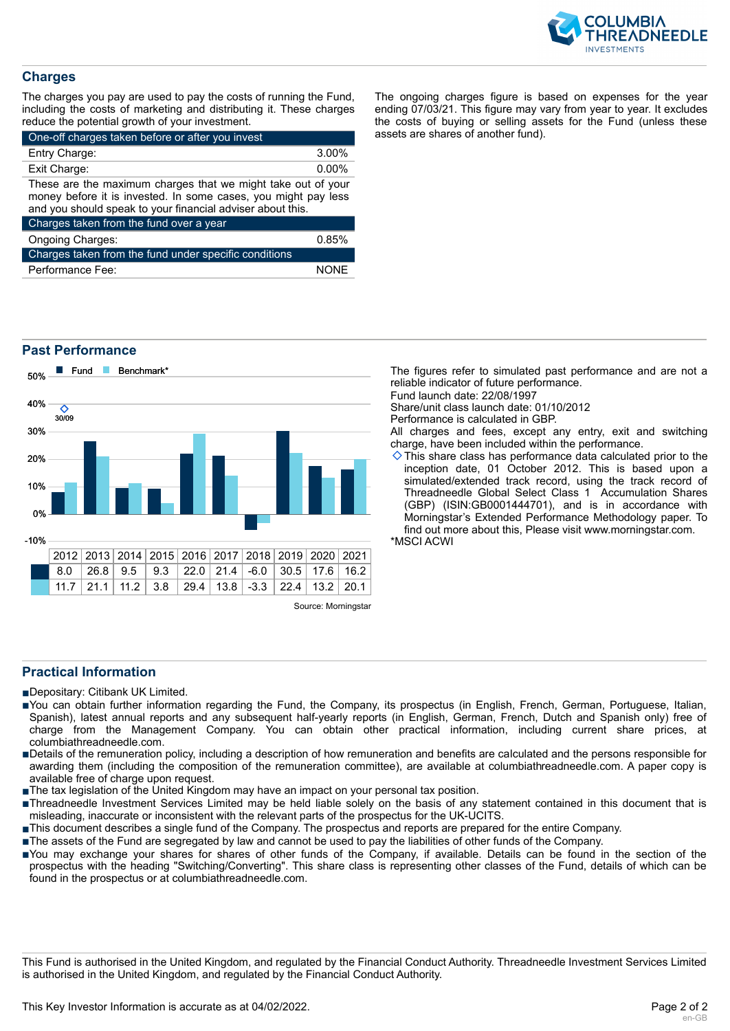## Charges

The charges you pay are used to pay the costs of running the Fund, including the costs of marketing and distributing it. These charges reduce the potential growth of your investment.

| One-off charges taken before or after you invest | |
|---|---|
| Entry Charge: | 3.00% |
| Exit Charge: | 0.00% |
| These are the maximum charges that we might take out of your money before it is invested. In some cases, you might pay less and you should speak to your financial adviser about this. | |
| **Charges taken from the fund over a year** | |
| Ongoing Charges: | 0.85% |
| **Charges taken from the fund under specific conditions** | |
| Performance Fee: | NONE |

The ongoing charges figure is based on expenses for the year ending 07/03/21. This figure may vary from year to year. It excludes the costs of buying or selling assets for the Fund (unless these assets are shares of another fund).

## Past Performance

Fund
Benchmark*
50%
40%
30/09
30%
20%
10%
0%
-10%

| | 2012 | 2013 | 2014 | 2015 | 2016 | 2017 | 2018 | 2019 | 2020 | 2021 |
|---|---|---|---|---|---|---|---|---|---|---|
| Fund | 8.0 | 26.8 | 9.5 | 9.3 | 22.0 | 21.4 | -6.0 | 30.5 | 17.6 | 16.2 |
| Benchmark* | 11.7 | 21.1 | 11.2 | 3.8 | 29.4 | 13.8 | -3.3 | 22.4 | 13.2 | 20.1 |

Source: Morningstar

The figures refer to simulated past performance and are not a reliable indicator of future performance.

Fund launch date: 22/08/1997

Share/unit class launch date: 01/10/2012

Performance is calculated in GBP.

All charges and fees, except any entry, exit and switching charge, have been included within the performance.

◇ This share class has performance data calculated prior to the inception date, 01 October 2012. This is based upon a simulated/extended track record, using the track record of Threadneedle Global Select Class 1 Accumulation Shares (GBP) (ISIN:GB0001444701), and is in accordance with Morningstar's Extended Performance Methodology paper. To find out more about this, Please visit www.morningstar.com.

*MSCI ACWI

## Practical Information

- Depositary: Citibank UK Limited.
- You can obtain further information regarding the Fund, the Company, its prospectus (in English, French, German, Portuguese, Italian, Spanish), latest annual reports and any subsequent half-yearly reports (in English, German, French, Dutch and Spanish only) free of charge from the Management Company. You can obtain other practical information, including current share prices, at columbiathreadneedle.com.
- Details of the remuneration policy, including a description of how remuneration and benefits are calculated and the persons responsible for awarding them (including the composition of the remuneration committee), are available at columbiathreadneedle.com. A paper copy is available free of charge upon request.
- The tax legislation of the United Kingdom may have an impact on your personal tax position.
- Threadneedle Investment Services Limited may be held liable solely on the basis of any statement contained in this document that is misleading, inaccurate or inconsistent with the relevant parts of the prospectus for the UK-UCITS.
- This document describes a single fund of the Company. The prospectus and reports are prepared for the entire Company.
- The assets of the Fund are segregated by law and cannot be used to pay the liabilities of other funds of the Company.
- You may exchange your shares for shares of other funds of the Company, if available. Details can be found in the section of the prospectus with the heading "Switching/Converting". This share class is representing other classes of the Fund, details of which can be found in the prospectus or at columbiathreadneedle.com.

This Fund is authorised in the United Kingdom, and regulated by the Financial Conduct Authority. Threadneedle Investment Services Limited is authorised in the United Kingdom, and regulated by the Financial Conduct Authority.

This Key Investor Information is accurate as at 04/02/2022.